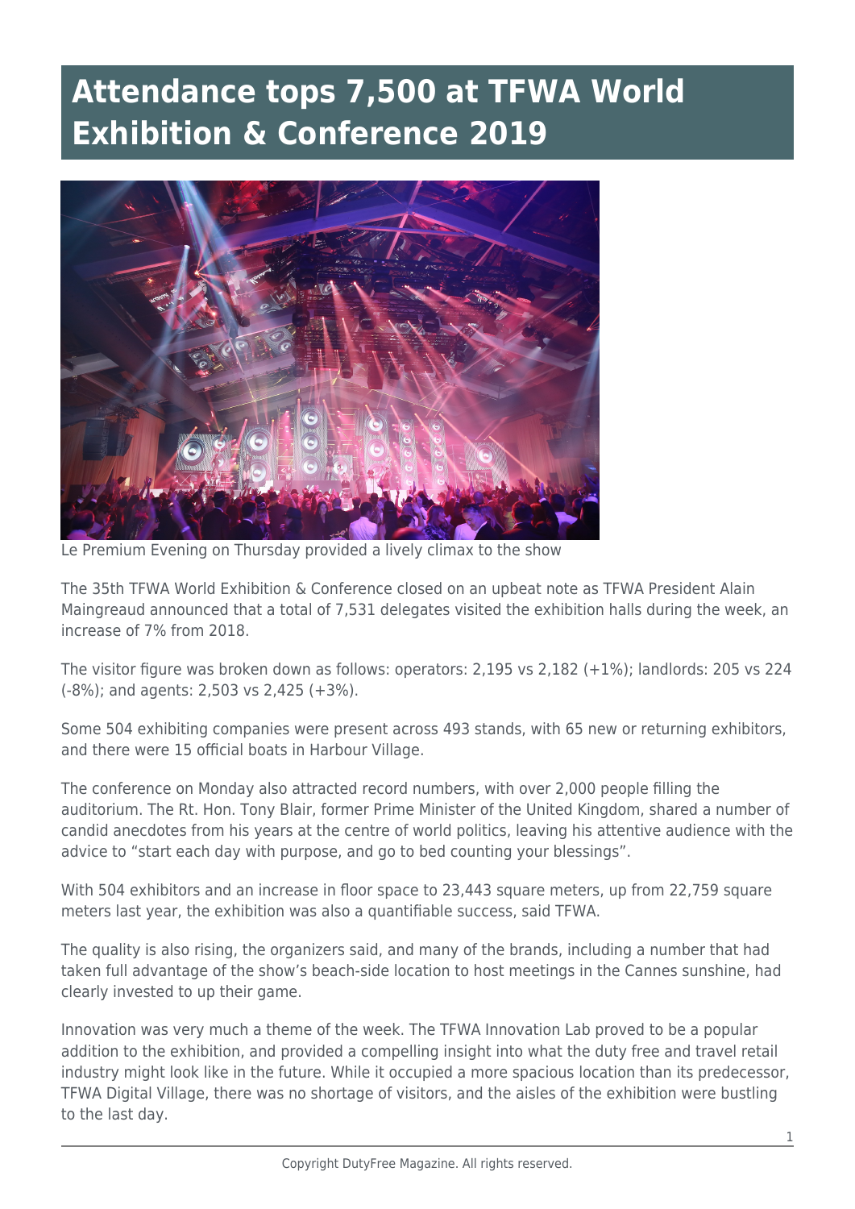# Attendance tops 7,500 at TFWA World Exhibition & Conference 2019

Le Premium Evening on Thursday provided a lively climax to the show

The 35th TFWA World Exhibition & Conference closed on an upbeat note as TFWA President Alain Maingreaud announced that a total of 7,531 delegates visited the exhibition halls during the week, an increase of 7% from 2018.

The visitor figure was broken down as follows: operators: 2,195 vs 2,182 (+1%); landlords: 205 vs 224 (-8%); and agents: 2,503 vs 2,425 (+3%).

Some 504 exhibiting companies were present across 493 stands, with 65 new or returning exhibitors, and there were 15 official boats in Harbour Village.

The conference on Monday also attracted record numbers, with over 2,000 people filling the auditorium. The Rt. Hon. Tony Blair, former Prime Minister of the United Kingdom, shared a number of candid anecdotes from his years at the centre of world politics, leaving his attentive audience with the advice to "start each day with purpose, and go to bed counting your blessings".

With 504 exhibitors and an increase in floor space to 23,443 square meters, up from 22,759 square meters last year, the exhibition was also a quantifiable success, said TFWA.

The quality is also rising, the organizers said, and many of the brands, including a number that had taken full advantage of the show's beach-side location to host meetings in the Cannes sunshine, had clearly invested to up their game.

Innovation was very much a theme of the week. The TFWA Innovation Lab proved to be a popular addition to the exhibition, and provided a compelling insight into what the duty free and travel retail industry might look like in the future. While it occupied a more spacious location than its predecessor, TFWA Digital Village, there was no shortage of visitors, and the aisles of the exhibition were bustling to the last day.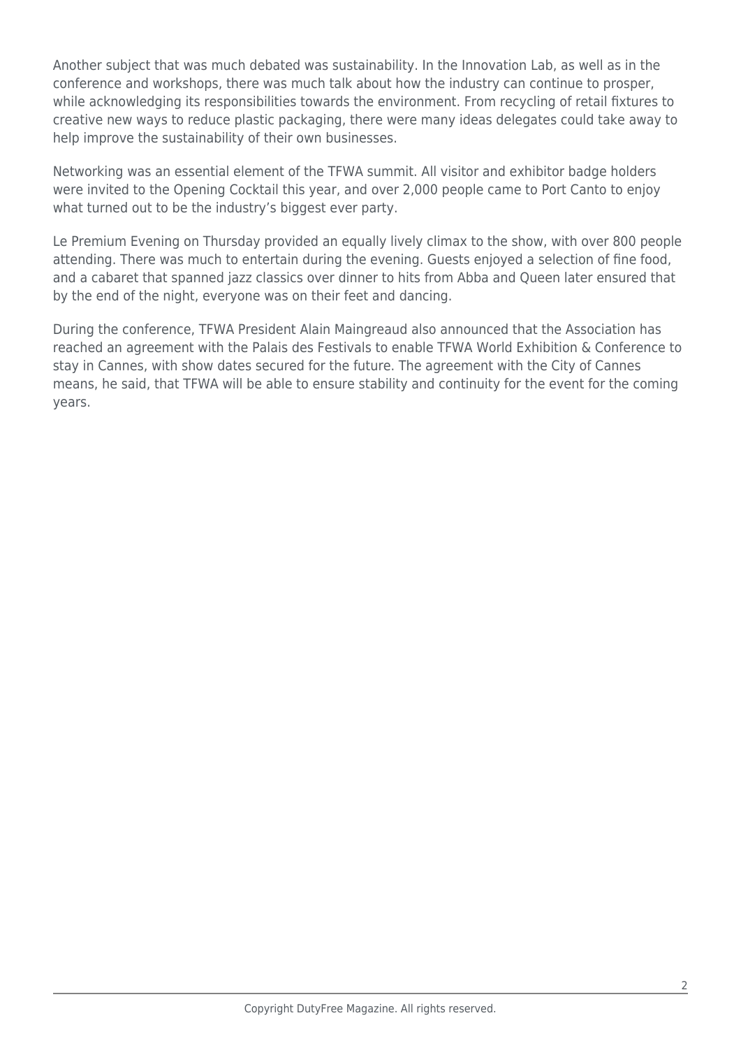Another subject that was much debated was sustainability. In the Innovation Lab, as well as in the conference and workshops, there was much talk about how the industry can continue to prosper, while acknowledging its responsibilities towards the environment. From recycling of retail fixtures to creative new ways to reduce plastic packaging, there were many ideas delegates could take away to help improve the sustainability of their own businesses.

Networking was an essential element of the TFWA summit. All visitor and exhibitor badge holders were invited to the Opening Cocktail this year, and over 2,000 people came to Port Canto to enjoy what turned out to be the industry's biggest ever party.

Le Premium Evening on Thursday provided an equally lively climax to the show, with over 800 people attending. There was much to entertain during the evening. Guests enjoyed a selection of fine food, and a cabaret that spanned jazz classics over dinner to hits from Abba and Queen later ensured that by the end of the night, everyone was on their feet and dancing.

During the conference, TFWA President Alain Maingreaud also announced that the Association has reached an agreement with the Palais des Festivals to enable TFWA World Exhibition & Conference to stay in Cannes, with show dates secured for the future. The agreement with the City of Cannes means, he said, that TFWA will be able to ensure stability and continuity for the event for the coming years.

Copyright DutyFree Magazine. All rights reserved.